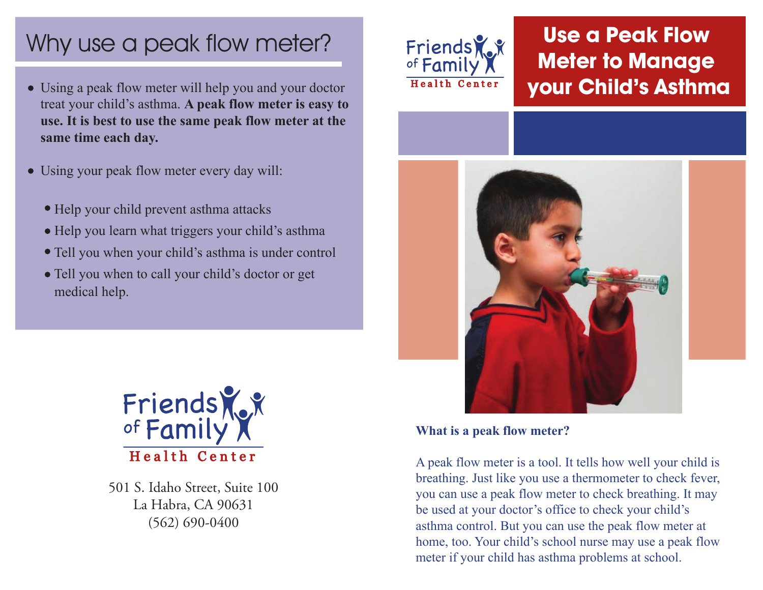# Use a Peak Flow Meter to Manage your Child's Asthma

Friends of Family Health Center

## What is a peak flow meter?

A peak flow meter is a tool. It tells how well your child is breathing. Just like you use a thermometer to check fever, you can use a peak flow meter to check breathing. It may be used at your doctor's office to check your child's asthma control. But you can use the peak flow meter at home, too. Your child's school nurse may use a peak flow meter if your child has asthma problems at school.

## Why use a peak flow meter?

- Using a peak flow meter will help you and your doctor treat your child's asthma. **A peak flow meter is easy to use. It is best to use the same peak flow meter at the same time each day.**
- Using your peak flow meter every day will:
  - Help your child prevent asthma attacks
  - Help you learn what triggers your child's asthma
  - Tell you when your child's asthma is under control
  - Tell you when to call your child's doctor or get medical help.

Friends of Family Health Center

501 S. Idaho Street, Suite 100
La Habra, CA 90631
(562) 690-0400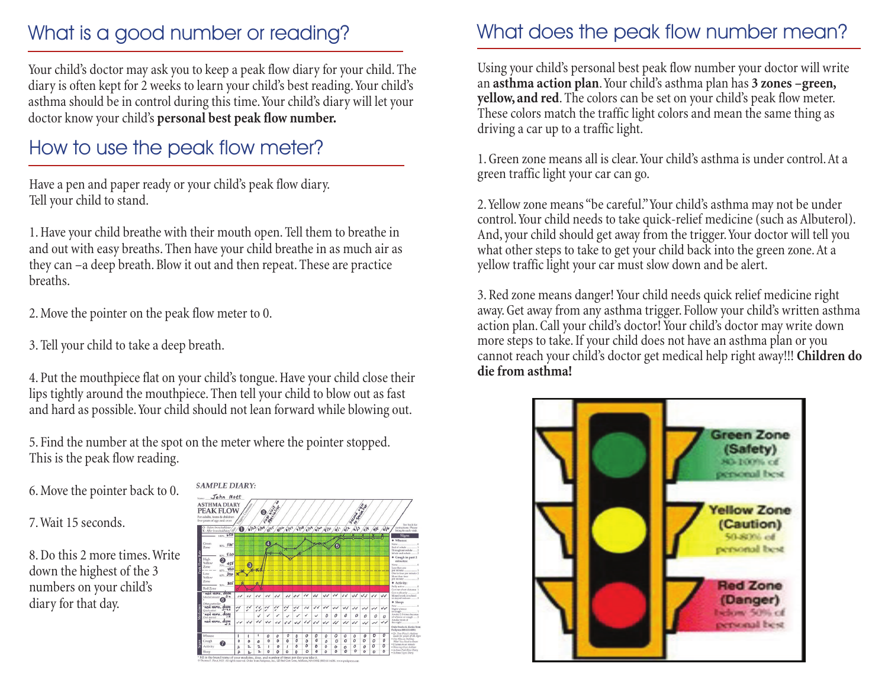## What is a good number or reading?

Your child's doctor may ask you to keep a peak flow diary for your child. The diary is often kept for 2 weeks to learn your child's best reading. Your child's asthma should be in control during this time. Your child's diary will let your doctor know your child's **personal best peak flow number.**

## How to use the peak flow meter?

Have a pen and paper ready or your child's peak flow diary.
Tell your child to stand.

1. Have your child breathe with their mouth open. Tell them to breathe in and out with easy breaths. Then have your child breathe in as much air as they can –a deep breath. Blow it out and then repeat. These are practice breaths.

2. Move the pointer on the peak flow meter to 0.

3. Tell your child to take a deep breath.

4. Put the mouthpiece flat on your child's tongue. Have your child close their lips tightly around the mouthpiece. Then tell your child to blow out as fast and hard as possible. Your child should not lean forward while blowing out.

5. Find the number at the spot on the meter where the pointer stopped. This is the peak flow reading.

6. Move the pointer back to 0.

7. Wait 15 seconds.

8. Do this 2 more times. Write down the highest of the 3 numbers on your child's diary for that day.

SAMPLE DIARY:

## What does the peak flow number mean?

Using your child's personal best peak flow number your doctor will write an **asthma action plan**. Your child's asthma plan has **3 zones –green, yellow, and red**. The colors can be set on your child's peak flow meter. These colors match the traffic light colors and mean the same thing as driving a car up to a traffic light.

1. Green zone means all is clear. Your child's asthma is under control. At a green traffic light your car can go.

2. Yellow zone means "be careful." Your child's asthma may not be under control. Your child needs to take quick-relief medicine (such as Albuterol). And, your child should get away from the trigger. Your doctor will tell you what other steps to take to get your child back into the green zone. At a yellow traffic light your car must slow down and be alert.

3. Red zone means danger! Your child needs quick relief medicine right away. Get away from any asthma trigger. Follow your child's written asthma action plan. Call your child's doctor! Your child's doctor may write down more steps to take. If your child does not have an asthma plan or you cannot reach your child's doctor get medical help right away!!! **Children do die from asthma!**

Green Zone (Safety)
80-100% of personal best

Yellow Zone (Caution)
50-80% of personal best

Red Zone (Danger)
below 50% of personal best